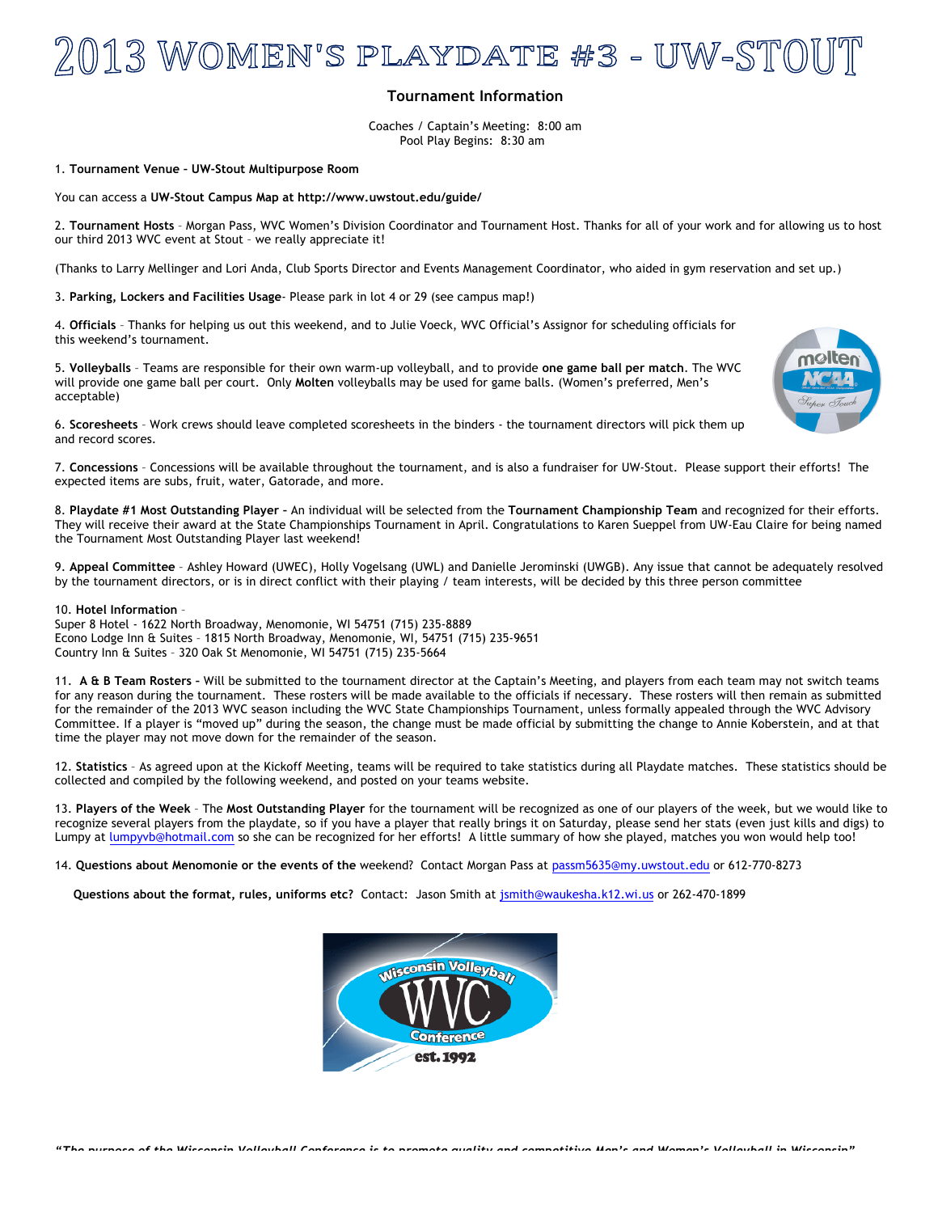# 2013 WOMEN'S PLAYDATE #3 - UW-STOUT

## Tournament Information

Coaches / Captain's Meeting: 8:00 am
Pool Play Begins: 8:30 am

1. **Tournament Venue – UW-Stout Multipurpose Room**

You can access a **UW-Stout Campus Map at http://www.uwstout.edu/guide/**

2. **Tournament Hosts** – Morgan Pass, WVC Women's Division Coordinator and Tournament Host. Thanks for all of your work and for allowing us to host our third 2013 WVC event at Stout – we really appreciate it!

(Thanks to Larry Mellinger and Lori Anda, Club Sports Director and Events Management Coordinator, who aided in gym reservation and set up.)

3. **Parking, Lockers and Facilities Usage**- Please park in lot 4 or 29 (see campus map!)

4. **Officials** – Thanks for helping us out this weekend, and to Julie Voeck, WVC Official's Assignor for scheduling officials for this weekend's tournament.

5. **Volleyballs** – Teams are responsible for their own warm-up volleyball, and to provide **one game ball per match**. The WVC will provide one game ball per court. Only **Molten** volleyballs may be used for game balls. (Women's preferred, Men's acceptable)

6. **Scoresheets** – Work crews should leave completed scoresheets in the binders - the tournament directors will pick them up and record scores.

7. **Concessions** – Concessions will be available throughout the tournament, and is also a fundraiser for UW-Stout. Please support their efforts! The expected items are subs, fruit, water, Gatorade, and more.

8. **Playdate #1 Most Outstanding Player –** An individual will be selected from the **Tournament Championship Team** and recognized for their efforts. They will receive their award at the State Championships Tournament in April. Congratulations to Karen Sueppel from UW-Eau Claire for being named the Tournament Most Outstanding Player last weekend!

9. **Appeal Committee** – Ashley Howard (UWEC), Holly Vogelsang (UWL) and Danielle Jerominski (UWGB). Any issue that cannot be adequately resolved by the tournament directors, or is in direct conflict with their playing / team interests, will be decided by this three person committee

10. **Hotel Information** –
Super 8 Hotel - 1622 North Broadway, Menomonie, WI 54751 (715) 235-8889
Econo Lodge Inn & Suites – 1815 North Broadway, Menomonie, WI, 54751 (715) 235-9651
Country Inn & Suites – 320 Oak St Menomonie, WI 54751 (715) 235-5664

11. **A & B Team Rosters –** Will be submitted to the tournament director at the Captain's Meeting, and players from each team may not switch teams for any reason during the tournament. These rosters will be made available to the officials if necessary. These rosters will then remain as submitted for the remainder of the 2013 WVC season including the WVC State Championships Tournament, unless formally appealed through the WVC Advisory Committee. If a player is "moved up" during the season, the change must be made official by submitting the change to Annie Koberstein, and at that time the player may not move down for the remainder of the season.

12. **Statistics** – As agreed upon at the Kickoff Meeting, teams will be required to take statistics during all Playdate matches. These statistics should be collected and compiled by the following weekend, and posted on your teams website.

13. **Players of the Week** – The **Most Outstanding Player** for the tournament will be recognized as one of our players of the week, but we would like to recognize several players from the playdate, so if you have a player that really brings it on Saturday, please send her stats (even just kills and digs) to Lumpy at lumpyvb@hotmail.com so she can be recognized for her efforts! A little summary of how she played, matches you won would help too!

14. **Questions about Menomonie or the events of the** weekend? Contact Morgan Pass at passm5635@my.uwstout.edu or 612-770-8273

**Questions about the format, rules, uniforms etc?** Contact: Jason Smith at jsmith@waukesha.k12.wi.us or 262-470-1899

*"The purpose of the Wisconsin Volleyball Conference is to promote quality and competitive Men's and Women's Volleyball in Wisconsin"*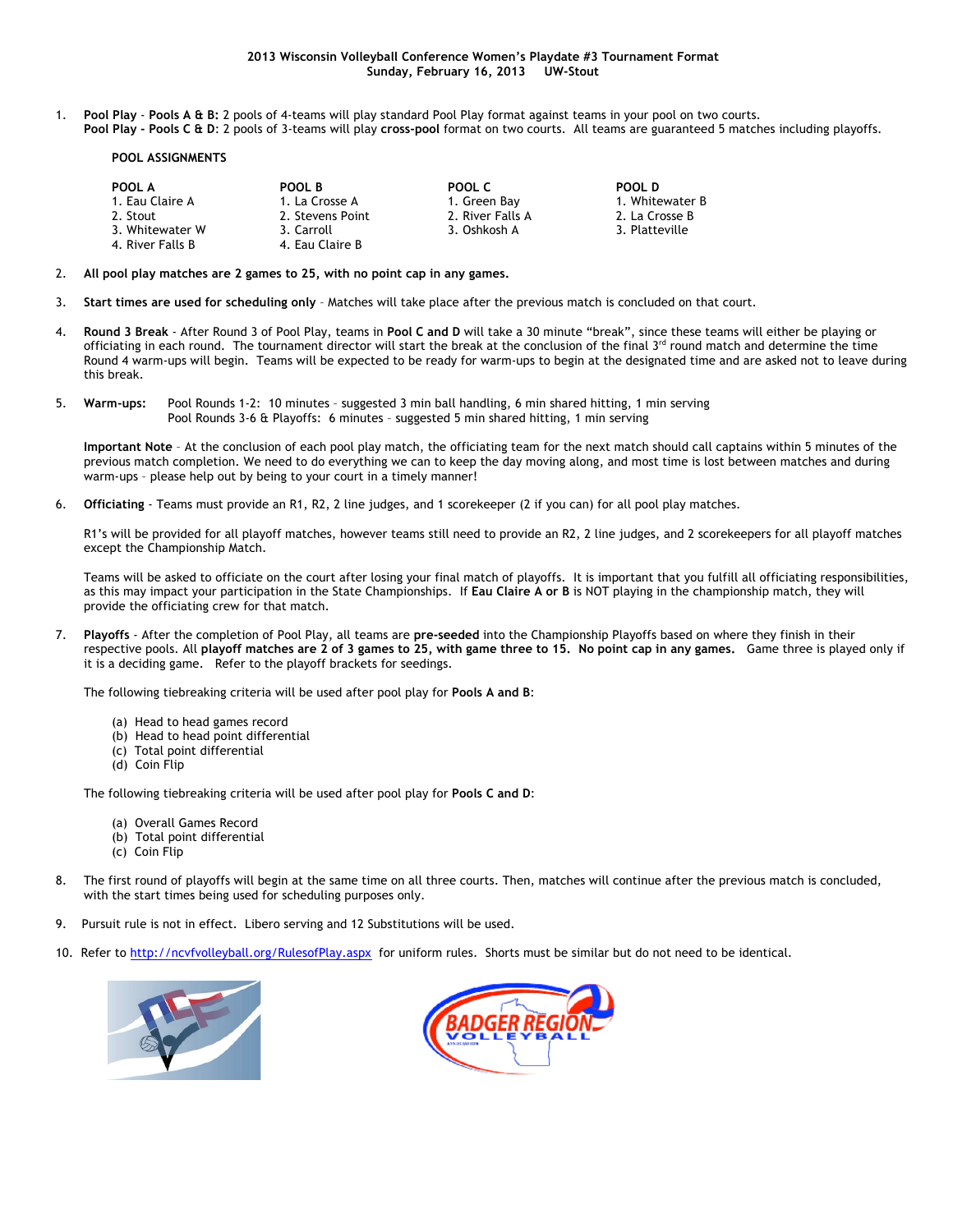**2013 Wisconsin Volleyball Conference Women's Playdate #3 Tournament Format**
**Sunday, February 16, 2013 UW-Stout**

1. **Pool Play - Pools A & B:** 2 pools of 4-teams will play standard Pool Play format against teams in your pool on two courts.
   **Pool Play - Pools C & D**: 2 pools of 3-teams will play **cross-pool** format on two courts. All teams are guaranteed 5 matches including playoffs.

   **POOL ASSIGNMENTS**

   | POOL A | POOL B | POOL C | POOL D |
   |---|---|---|---|
   | 1. Eau Claire A | 1. La Crosse A | 1. Green Bay | 1. Whitewater B |
   | 2. Stout | 2. Stevens Point | 2. River Falls A | 2. La Crosse B |
   | 3. Whitewater W | 3. Carroll | 3. Oshkosh A | 3. Platteville |
   | 4. River Falls B | 4. Eau Claire B | | |

2. **All pool play matches are 2 games to 25, with no point cap in any games.**

3. **Start times are used for scheduling only** – Matches will take place after the previous match is concluded on that court.

4. **Round 3 Break** - After Round 3 of Pool Play, teams in **Pool C and D** will take a 30 minute "break", since these teams will either be playing or officiating in each round. The tournament director will start the break at the conclusion of the final 3rd round match and determine the time Round 4 warm-ups will begin. Teams will be expected to be ready for warm-ups to begin at the designated time and are asked not to leave during this break.

5. **Warm-ups:** Pool Rounds 1-2: 10 minutes – suggested 3 min ball handling, 6 min shared hitting, 1 min serving
   Pool Rounds 3-6 & Playoffs: 6 minutes – suggested 5 min shared hitting, 1 min serving

   **Important Note** – At the conclusion of each pool play match, the officiating team for the next match should call captains within 5 minutes of the previous match completion. We need to do everything we can to keep the day moving along, and most time is lost between matches and during warm-ups – please help out by being to your court in a timely manner!

6. **Officiating** - Teams must provide an R1, R2, 2 line judges, and 1 scorekeeper (2 if you can) for all pool play matches.

   R1's will be provided for all playoff matches, however teams still need to provide an R2, 2 line judges, and 2 scorekeepers for all playoff matches except the Championship Match.

   Teams will be asked to officiate on the court after losing your final match of playoffs. It is important that you fulfill all officiating responsibilities, as this may impact your participation in the State Championships. If **Eau Claire A or B** is NOT playing in the championship match, they will provide the officiating crew for that match.

7. **Playoffs** - After the completion of Pool Play, all teams are **pre-seeded** into the Championship Playoffs based on where they finish in their respective pools. All **playoff matches are 2 of 3 games to 25, with game three to 15. No point cap in any games.** Game three is played only if it is a deciding game. Refer to the playoff brackets for seedings.

   The following tiebreaking criteria will be used after pool play for **Pools A and B**:

   (a) Head to head games record
   (b) Head to head point differential
   (c) Total point differential
   (d) Coin Flip

   The following tiebreaking criteria will be used after pool play for **Pools C and D**:

   (a) Overall Games Record
   (b) Total point differential
   (c) Coin Flip

8. The first round of playoffs will begin at the same time on all three courts. Then, matches will continue after the previous match is concluded, with the start times being used for scheduling purposes only.

9. Pursuit rule is not in effect. Libero serving and 12 Substitutions will be used.

10. Refer to http://ncvfvolleyball.org/RulesofPlay.aspx for uniform rules. Shorts must be similar but do not need to be identical.